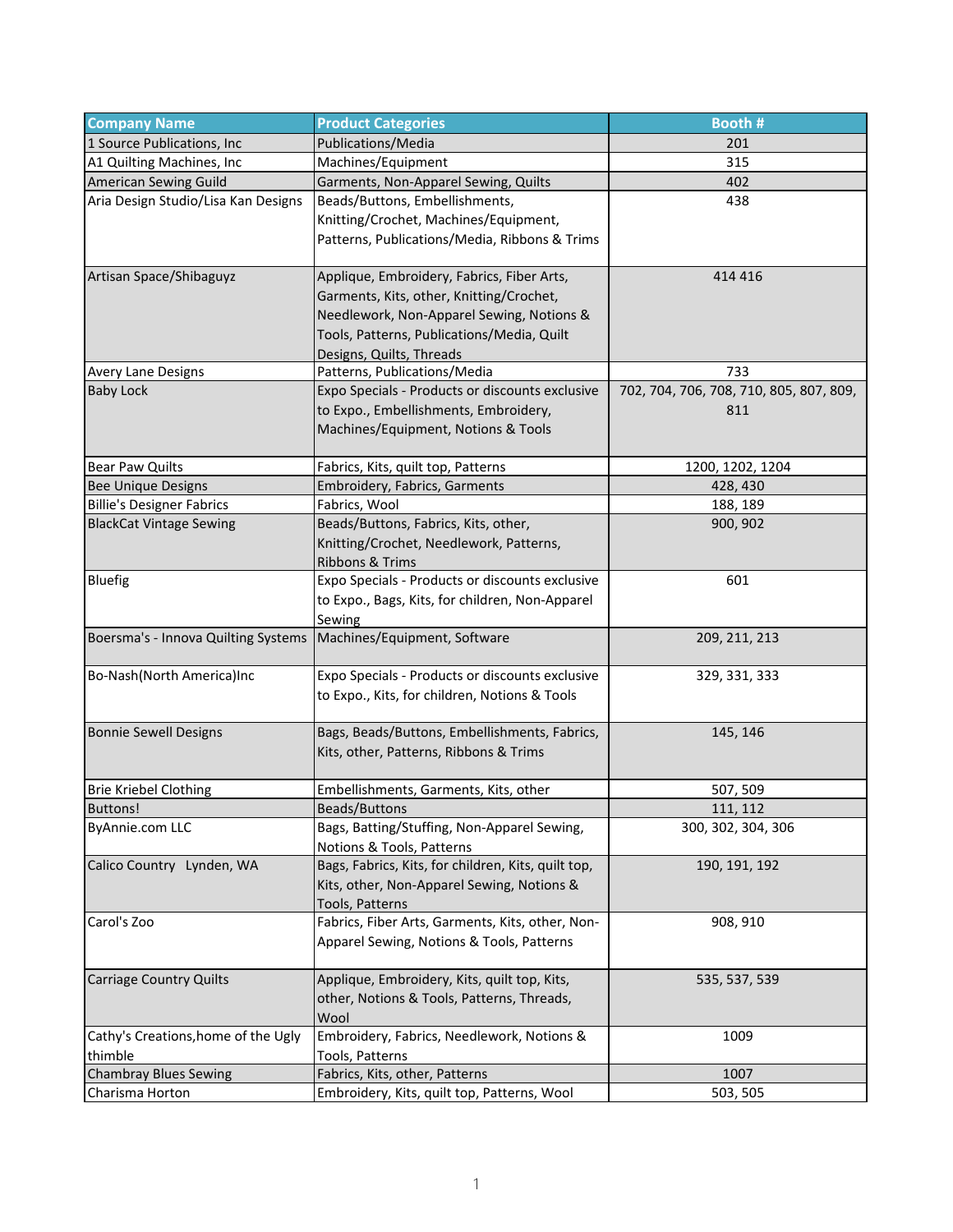| Company Name | Product Categories | Booth # |
| --- | --- | --- |
| 1 Source Publications, Inc | Publications/Media | 201 |
| A1 Quilting Machines, Inc | Machines/Equipment | 315 |
| American Sewing Guild | Garments, Non-Apparel Sewing, Quilts | 402 |
| Aria Design Studio/Lisa Kan Designs | Beads/Buttons, Embellishments, Knitting/Crochet, Machines/Equipment, Patterns, Publications/Media, Ribbons & Trims | 438 |
| Artisan Space/Shibaguyz | Applique, Embroidery, Fabrics, Fiber Arts, Garments, Kits, other, Knitting/Crochet, Needlework, Non-Apparel Sewing, Notions & Tools, Patterns, Publications/Media, Quilt Designs, Quilts, Threads | 414 416 |
| Avery Lane Designs | Patterns, Publications/Media | 733 |
| Baby Lock | Expo Specials - Products or discounts exclusive to Expo., Embellishments, Embroidery, Machines/Equipment, Notions & Tools | 702, 704, 706, 708, 710, 805, 807, 809, 811 |
| Bear Paw Quilts | Fabrics, Kits, quilt top, Patterns | 1200, 1202, 1204 |
| Bee Unique Designs | Embroidery, Fabrics, Garments | 428, 430 |
| Billie's Designer Fabrics | Fabrics, Wool | 188, 189 |
| BlackCat Vintage Sewing | Beads/Buttons, Fabrics, Kits, other, Knitting/Crochet, Needlework, Patterns, Ribbons & Trims | 900, 902 |
| Bluefig | Expo Specials - Products or discounts exclusive to Expo., Bags, Kits, for children, Non-Apparel Sewing | 601 |
| Boersma's - Innova Quilting Systems | Machines/Equipment, Software | 209, 211, 213 |
| Bo-Nash(North America)Inc | Expo Specials - Products or discounts exclusive to Expo., Kits, for children, Notions & Tools | 329, 331, 333 |
| Bonnie Sewell Designs | Bags, Beads/Buttons, Embellishments, Fabrics, Kits, other, Patterns, Ribbons & Trims | 145, 146 |
| Brie Kriebel Clothing | Embellishments, Garments, Kits, other | 507, 509 |
| Buttons! | Beads/Buttons | 111, 112 |
| ByAnnie.com LLC | Bags, Batting/Stuffing, Non-Apparel Sewing, Notions & Tools, Patterns | 300, 302, 304, 306 |
| Calico Country Lynden, WA | Bags, Fabrics, Kits, for children, Kits, quilt top, Kits, other, Non-Apparel Sewing, Notions & Tools, Patterns | 190, 191, 192 |
| Carol's Zoo | Fabrics, Fiber Arts, Garments, Kits, other, Non-Apparel Sewing, Notions & Tools, Patterns | 908, 910 |
| Carriage Country Quilts | Applique, Embroidery, Kits, quilt top, Kits, other, Notions & Tools, Patterns, Threads, Wool | 535, 537, 539 |
| Cathy's Creations,home of the Ugly thimble | Embroidery, Fabrics, Needlework, Notions & Tools, Patterns | 1009 |
| Chambray Blues Sewing | Fabrics, Kits, other, Patterns | 1007 |
| Charisma Horton | Embroidery, Kits, quilt top, Patterns, Wool | 503, 505 |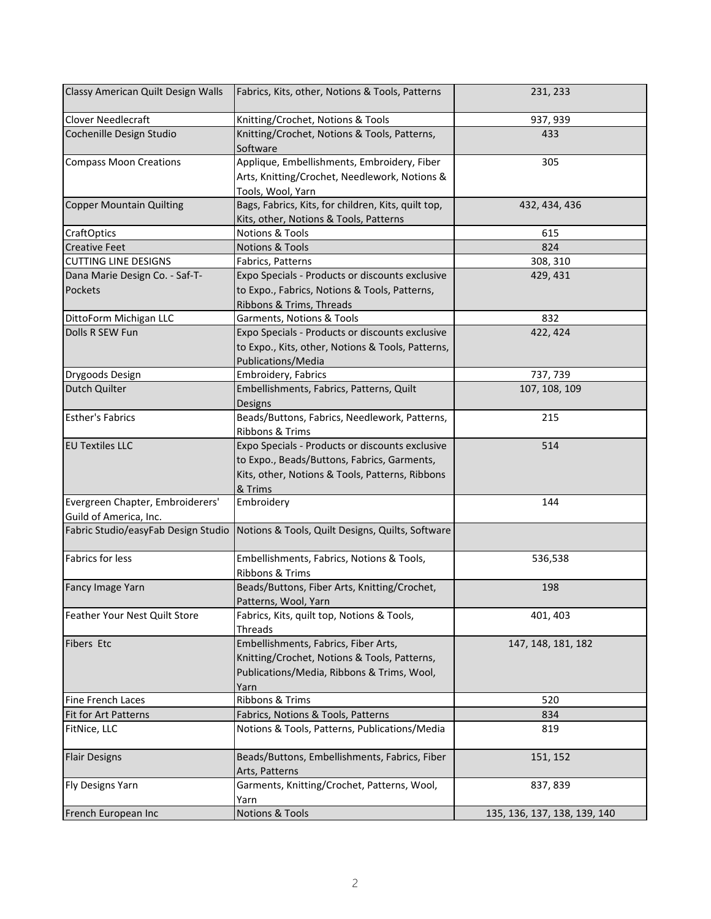| Classy American Quilt Design Walls | Fabrics, Kits, other, Notions & Tools, Patterns | 231, 233 |
|---|---|---|
| Clover Needlecraft | Knitting/Crochet, Notions & Tools | 937, 939 |
| Cochenille Design Studio | Knitting/Crochet, Notions & Tools, Patterns, Software | 433 |
| Compass Moon Creations | Applique, Embellishments, Embroidery, Fiber Arts, Knitting/Crochet, Needlework, Notions & Tools, Wool, Yarn | 305 |
| Copper Mountain Quilting | Bags, Fabrics, Kits, for children, Kits, quilt top, Kits, other, Notions & Tools, Patterns | 432, 434, 436 |
| CraftOptics | Notions & Tools | 615 |
| Creative Feet | Notions & Tools | 824 |
| CUTTING LINE DESIGNS | Fabrics, Patterns | 308, 310 |
| Dana Marie Design Co. - Saf-T-Pockets | Expo Specials - Products or discounts exclusive to Expo., Fabrics, Notions & Tools, Patterns, Ribbons & Trims, Threads | 429, 431 |
| DittoForm Michigan LLC | Garments, Notions & Tools | 832 |
| Dolls R SEW Fun | Expo Specials - Products or discounts exclusive to Expo., Kits, other, Notions & Tools, Patterns, Publications/Media | 422, 424 |
| Drygoods Design | Embroidery, Fabrics | 737, 739 |
| Dutch Quilter | Embellishments, Fabrics, Patterns, Quilt Designs | 107, 108, 109 |
| Esther's Fabrics | Beads/Buttons, Fabrics, Needlework, Patterns, Ribbons & Trims | 215 |
| EU Textiles LLC | Expo Specials - Products or discounts exclusive to Expo., Beads/Buttons, Fabrics, Garments, Kits, other, Notions & Tools, Patterns, Ribbons & Trims | 514 |
| Evergreen Chapter, Embroiderers' Guild of America, Inc. | Embroidery | 144 |
| Fabric Studio/easyFab Design Studio | Notions & Tools, Quilt Designs, Quilts, Software | |
| Fabrics for less | Embellishments, Fabrics, Notions & Tools, Ribbons & Trims | 536,538 |
| Fancy Image Yarn | Beads/Buttons, Fiber Arts, Knitting/Crochet, Patterns, Wool, Yarn | 198 |
| Feather Your Nest Quilt Store | Fabrics, Kits, quilt top, Notions & Tools, Threads | 401, 403 |
| Fibers Etc | Embellishments, Fabrics, Fiber Arts, Knitting/Crochet, Notions & Tools, Patterns, Publications/Media, Ribbons & Trims, Wool, Yarn | 147, 148, 181, 182 |
| Fine French Laces | Ribbons & Trims | 520 |
| Fit for Art Patterns | Fabrics, Notions & Tools, Patterns | 834 |
| FitNice, LLC | Notions & Tools, Patterns, Publications/Media | 819 |
| Flair Designs | Beads/Buttons, Embellishments, Fabrics, Fiber Arts, Patterns | 151, 152 |
| Fly Designs Yarn | Garments, Knitting/Crochet, Patterns, Wool, Yarn | 837, 839 |
| French European Inc | Notions & Tools | 135, 136, 137, 138, 139, 140 |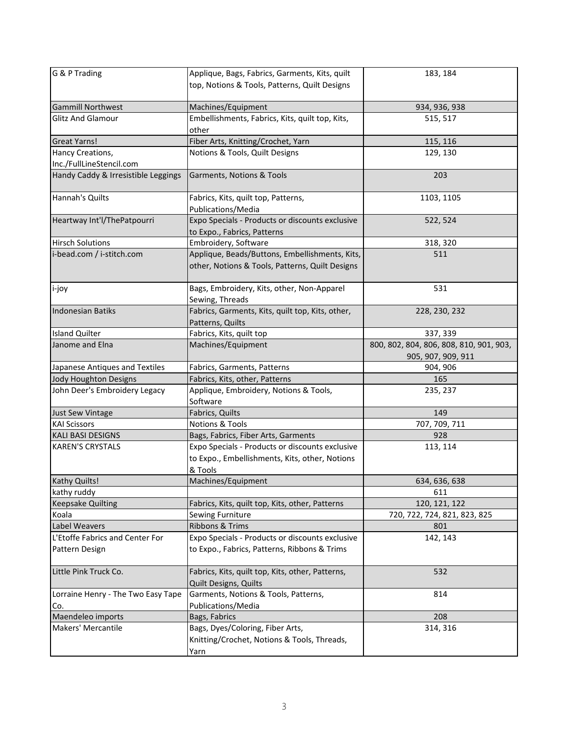| | | |
|---|---|---|
| G & P Trading | Applique, Bags, Fabrics, Garments, Kits, quilt top, Notions & Tools, Patterns, Quilt Designs | 183, 184 |
| Gammill Northwest | Machines/Equipment | 934, 936, 938 |
| Glitz And Glamour | Embellishments, Fabrics, Kits, quilt top, Kits, other | 515, 517 |
| Great Yarns! | Fiber Arts, Knitting/Crochet, Yarn | 115, 116 |
| Hancy Creations, Inc./FullLineStencil.com | Notions & Tools, Quilt Designs | 129, 130 |
| Handy Caddy & Irresistible Leggings | Garments, Notions & Tools | 203 |
| Hannah's Quilts | Fabrics, Kits, quilt top, Patterns, Publications/Media | 1103, 1105 |
| Heartway Int'l/ThePatpourri | Expo Specials - Products or discounts exclusive to Expo., Fabrics, Patterns | 522, 524 |
| Hirsch Solutions | Embroidery, Software | 318, 320 |
| i-bead.com / i-stitch.com | Applique, Beads/Buttons, Embellishments, Kits, other, Notions & Tools, Patterns, Quilt Designs | 511 |
| i-joy | Bags, Embroidery, Kits, other, Non-Apparel Sewing, Threads | 531 |
| Indonesian Batiks | Fabrics, Garments, Kits, quilt top, Kits, other, Patterns, Quilts | 228, 230, 232 |
| Island Quilter | Fabrics, Kits, quilt top | 337, 339 |
| Janome and Elna | Machines/Equipment | 800, 802, 804, 806, 808, 810, 901, 903, 905, 907, 909, 911 |
| Japanese Antiques and Textiles | Fabrics, Garments, Patterns | 904, 906 |
| Jody Houghton Designs | Fabrics, Kits, other, Patterns | 165 |
| John Deer's Embroidery Legacy | Applique, Embroidery, Notions & Tools, Software | 235, 237 |
| Just Sew Vintage | Fabrics, Quilts | 149 |
| KAI Scissors | Notions & Tools | 707, 709, 711 |
| KALI BASI DESIGNS | Bags, Fabrics, Fiber Arts, Garments | 928 |
| KAREN'S CRYSTALS | Expo Specials - Products or discounts exclusive to Expo., Embellishments, Kits, other, Notions & Tools | 113, 114 |
| Kathy Quilts! | Machines/Equipment | 634, 636, 638 |
| kathy ruddy | | 611 |
| Keepsake Quilting | Fabrics, Kits, quilt top, Kits, other, Patterns | 120, 121, 122 |
| Koala | Sewing Furniture | 720, 722, 724, 821, 823, 825 |
| Label Weavers | Ribbons & Trims | 801 |
| L'Etoffe Fabrics and Center For Pattern Design | Expo Specials - Products or discounts exclusive to Expo., Fabrics, Patterns, Ribbons & Trims | 142, 143 |
| Little Pink Truck Co. | Fabrics, Kits, quilt top, Kits, other, Patterns, Quilt Designs, Quilts | 532 |
| Lorraine Henry - The Two Easy Tape Co. | Garments, Notions & Tools, Patterns, Publications/Media | 814 |
| Maendeleo imports | Bags, Fabrics | 208 |
| Makers' Mercantile | Bags, Dyes/Coloring, Fiber Arts, Knitting/Crochet, Notions & Tools, Threads, Yarn | 314, 316 |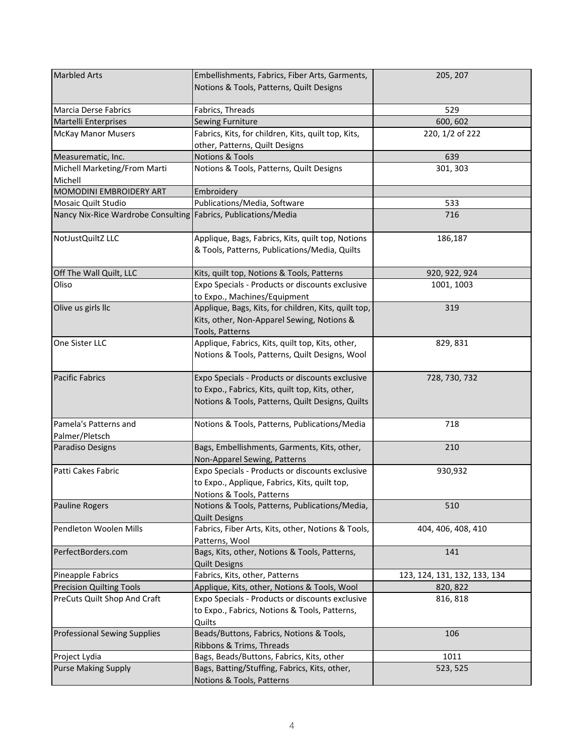| Marbled Arts | Embellishments, Fabrics, Fiber Arts, Garments, Notions & Tools, Patterns, Quilt Designs | 205, 207 |
|---|---|---|
| Marcia Derse Fabrics | Fabrics, Threads | 529 |
| Martelli Enterprises | Sewing Furniture | 600, 602 |
| McKay Manor Musers | Fabrics, Kits, for children, Kits, quilt top, Kits, other, Patterns, Quilt Designs | 220, 1/2 of 222 |
| Measurematic, Inc. | Notions & Tools | 639 |
| Michell Marketing/From Marti Michell | Notions & Tools, Patterns, Quilt Designs | 301, 303 |
| MOMODINI EMBROIDERY ART | Embroidery | |
| Mosaic Quilt Studio | Publications/Media, Software | 533 |
| Nancy Nix-Rice Wardrobe Consulting | Fabrics, Publications/Media | 716 |
| NotJustQuiltZ LLC | Applique, Bags, Fabrics, Kits, quilt top, Notions & Tools, Patterns, Publications/Media, Quilts | 186,187 |
| Off The Wall Quilt, LLC | Kits, quilt top, Notions & Tools, Patterns | 920, 922, 924 |
| Oliso | Expo Specials - Products or discounts exclusive to Expo., Machines/Equipment | 1001, 1003 |
| Olive us girls llc | Applique, Bags, Kits, for children, Kits, quilt top, Kits, other, Non-Apparel Sewing, Notions & Tools, Patterns | 319 |
| One Sister LLC | Applique, Fabrics, Kits, quilt top, Kits, other, Notions & Tools, Patterns, Quilt Designs, Wool | 829, 831 |
| Pacific Fabrics | Expo Specials - Products or discounts exclusive to Expo., Fabrics, Kits, quilt top, Kits, other, Notions & Tools, Patterns, Quilt Designs, Quilts | 728, 730, 732 |
| Pamela's Patterns and Palmer/Pletsch | Notions & Tools, Patterns, Publications/Media | 718 |
| Paradiso Designs | Bags, Embellishments, Garments, Kits, other, Non-Apparel Sewing, Patterns | 210 |
| Patti Cakes Fabric | Expo Specials - Products or discounts exclusive to Expo., Applique, Fabrics, Kits, quilt top, Notions & Tools, Patterns | 930,932 |
| Pauline Rogers | Notions & Tools, Patterns, Publications/Media, Quilt Designs | 510 |
| Pendleton Woolen Mills | Fabrics, Fiber Arts, Kits, other, Notions & Tools, Patterns, Wool | 404, 406, 408, 410 |
| PerfectBorders.com | Bags, Kits, other, Notions & Tools, Patterns, Quilt Designs | 141 |
| Pineapple Fabrics | Fabrics, Kits, other, Patterns | 123, 124, 131, 132, 133, 134 |
| Precision Quilting Tools | Applique, Kits, other, Notions & Tools, Wool | 820, 822 |
| PreCuts Quilt Shop And Craft | Expo Specials - Products or discounts exclusive to Expo., Fabrics, Notions & Tools, Patterns, Quilts | 816, 818 |
| Professional Sewing Supplies | Beads/Buttons, Fabrics, Notions & Tools, Ribbons & Trims, Threads | 106 |
| Project Lydia | Bags, Beads/Buttons, Fabrics, Kits, other | 1011 |
| Purse Making Supply | Bags, Batting/Stuffing, Fabrics, Kits, other, Notions & Tools, Patterns | 523, 525 |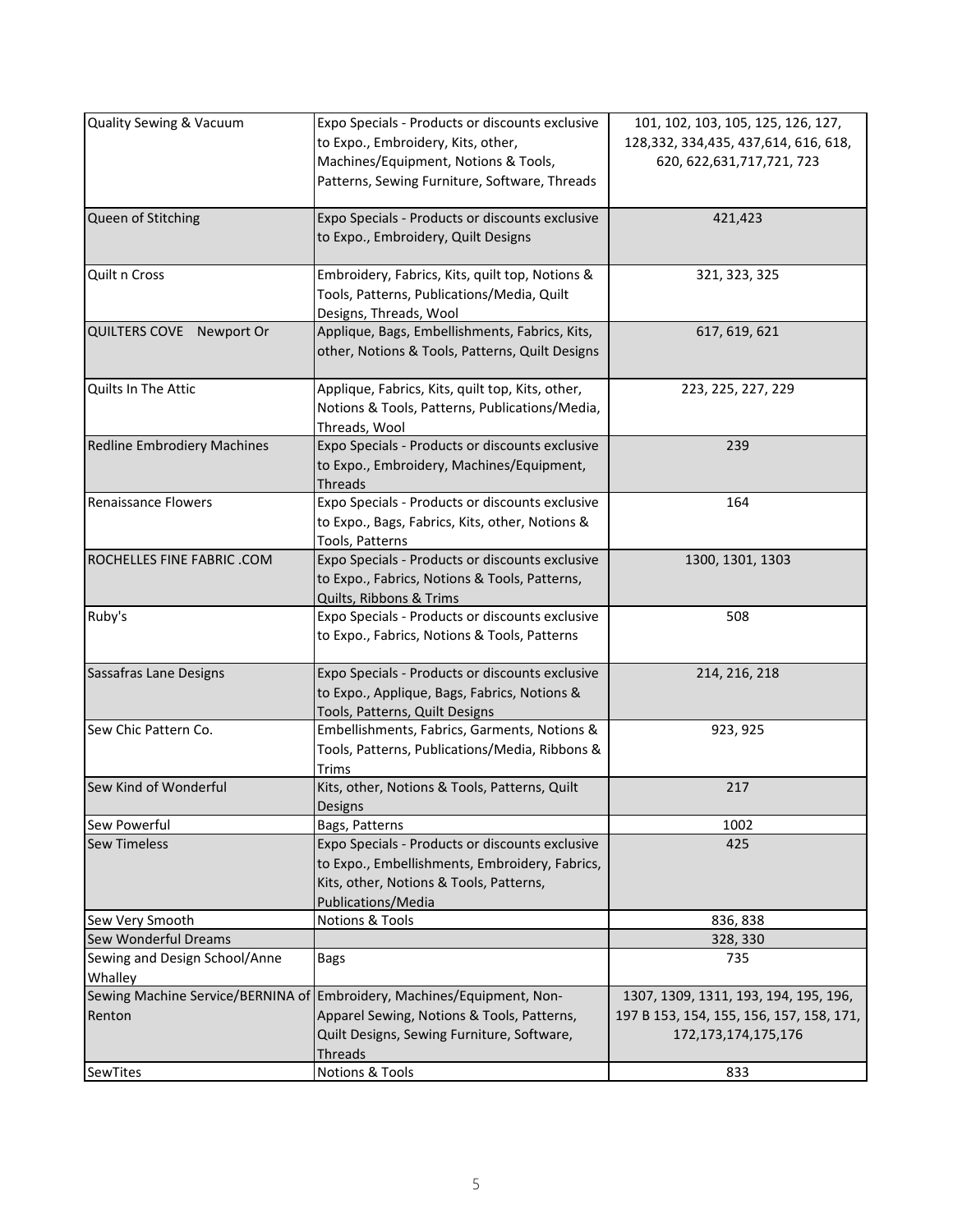| | | |
|---|---|---|
| Quality Sewing & Vacuum | Expo Specials - Products or discounts exclusive to Expo., Embroidery, Kits, other, Machines/Equipment, Notions & Tools, Patterns, Sewing Furniture, Software, Threads | 101, 102, 103, 105, 125, 126, 127, 128,332, 334,435, 437,614, 616, 618, 620, 622,631,717,721, 723 |
| Queen of Stitching | Expo Specials - Products or discounts exclusive to Expo., Embroidery, Quilt Designs | 421,423 |
| Quilt n Cross | Embroidery, Fabrics, Kits, quilt top, Notions & Tools, Patterns, Publications/Media, Quilt Designs, Threads, Wool | 321, 323, 325 |
| QUILTERS COVE Newport Or | Applique, Bags, Embellishments, Fabrics, Kits, other, Notions & Tools, Patterns, Quilt Designs | 617, 619, 621 |
| Quilts In The Attic | Applique, Fabrics, Kits, quilt top, Kits, other, Notions & Tools, Patterns, Publications/Media, Threads, Wool | 223, 225, 227, 229 |
| Redline Embrodiery Machines | Expo Specials - Products or discounts exclusive to Expo., Embroidery, Machines/Equipment, Threads | 239 |
| Renaissance Flowers | Expo Specials - Products or discounts exclusive to Expo., Bags, Fabrics, Kits, other, Notions & Tools, Patterns | 164 |
| ROCHELLES FINE FABRIC .COM | Expo Specials - Products or discounts exclusive to Expo., Fabrics, Notions & Tools, Patterns, Quilts, Ribbons & Trims | 1300, 1301, 1303 |
| Ruby's | Expo Specials - Products or discounts exclusive to Expo., Fabrics, Notions & Tools, Patterns | 508 |
| Sassafras Lane Designs | Expo Specials - Products or discounts exclusive to Expo., Applique, Bags, Fabrics, Notions & Tools, Patterns, Quilt Designs | 214, 216, 218 |
| Sew Chic Pattern Co. | Embellishments, Fabrics, Garments, Notions & Tools, Patterns, Publications/Media, Ribbons & Trims | 923, 925 |
| Sew Kind of Wonderful | Kits, other, Notions & Tools, Patterns, Quilt Designs | 217 |
| Sew Powerful | Bags, Patterns | 1002 |
| Sew Timeless | Expo Specials - Products or discounts exclusive to Expo., Embellishments, Embroidery, Fabrics, Kits, other, Notions & Tools, Patterns, Publications/Media | 425 |
| Sew Very Smooth | Notions & Tools | 836, 838 |
| Sew Wonderful Dreams | | 328, 330 |
| Sewing and Design School/Anne Whalley | Bags | 735 |
| Sewing Machine Service/BERNINA of Renton | Embroidery, Machines/Equipment, Non-Apparel Sewing, Notions & Tools, Patterns, Quilt Designs, Sewing Furniture, Software, Threads | 1307, 1309, 1311, 193, 194, 195, 196, 197 B 153, 154, 155, 156, 157, 158, 171, 172,173,174,175,176 |
| SewTites | Notions & Tools | 833 |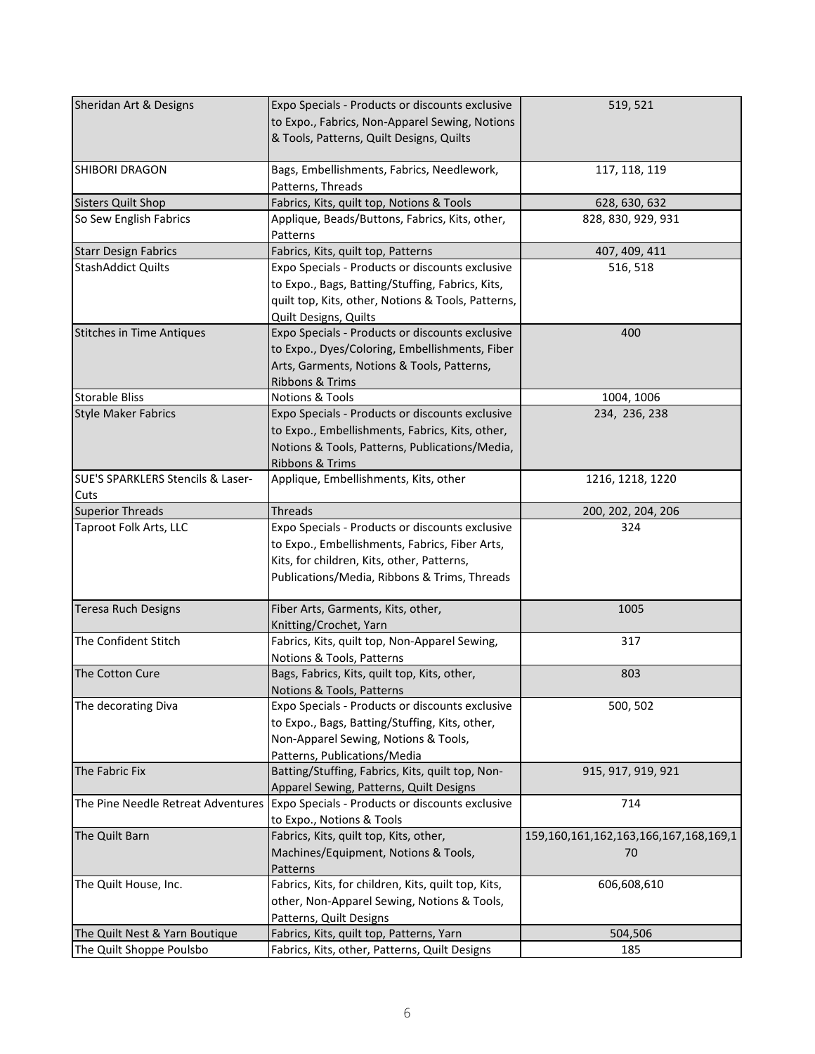| Sheridan Art & Designs | Expo Specials - Products or discounts exclusive to Expo., Fabrics, Non-Apparel Sewing, Notions & Tools, Patterns, Quilt Designs, Quilts | 519, 521 |
|---|---|---|
| SHIBORI DRAGON | Bags, Embellishments, Fabrics, Needlework, Patterns, Threads | 117, 118, 119 |
| Sisters Quilt Shop | Fabrics, Kits, quilt top, Notions & Tools | 628, 630, 632 |
| So Sew English Fabrics | Applique, Beads/Buttons, Fabrics, Kits, other, Patterns | 828, 830, 929, 931 |
| Starr Design Fabrics | Fabrics, Kits, quilt top, Patterns | 407, 409, 411 |
| StashAddict Quilts | Expo Specials - Products or discounts exclusive to Expo., Bags, Batting/Stuffing, Fabrics, Kits, quilt top, Kits, other, Notions & Tools, Patterns, Quilt Designs, Quilts | 516, 518 |
| Stitches in Time Antiques | Expo Specials - Products or discounts exclusive to Expo., Dyes/Coloring, Embellishments, Fiber Arts, Garments, Notions & Tools, Patterns, Ribbons & Trims | 400 |
| Storable Bliss | Notions & Tools | 1004, 1006 |
| Style Maker Fabrics | Expo Specials - Products or discounts exclusive to Expo., Embellishments, Fabrics, Kits, other, Notions & Tools, Patterns, Publications/Media, Ribbons & Trims | 234, 236, 238 |
| SUE'S SPARKLERS Stencils & Laser-Cuts | Applique, Embellishments, Kits, other | 1216, 1218, 1220 |
| Superior Threads | Threads | 200, 202, 204, 206 |
| Taproot Folk Arts, LLC | Expo Specials - Products or discounts exclusive to Expo., Embellishments, Fabrics, Fiber Arts, Kits, for children, Kits, other, Patterns, Publications/Media, Ribbons & Trims, Threads | 324 |
| Teresa Ruch Designs | Fiber Arts, Garments, Kits, other, Knitting/Crochet, Yarn | 1005 |
| The Confident Stitch | Fabrics, Kits, quilt top, Non-Apparel Sewing, Notions & Tools, Patterns | 317 |
| The Cotton Cure | Bags, Fabrics, Kits, quilt top, Kits, other, Notions & Tools, Patterns | 803 |
| The decorating Diva | Expo Specials - Products or discounts exclusive to Expo., Bags, Batting/Stuffing, Kits, other, Non-Apparel Sewing, Notions & Tools, Patterns, Publications/Media | 500, 502 |
| The Fabric Fix | Batting/Stuffing, Fabrics, Kits, quilt top, Non-Apparel Sewing, Patterns, Quilt Designs | 915, 917, 919, 921 |
| The Pine Needle Retreat Adventures | Expo Specials - Products or discounts exclusive to Expo., Notions & Tools | 714 |
| The Quilt Barn | Fabrics, Kits, quilt top, Kits, other, Machines/Equipment, Notions & Tools, Patterns | 159,160,161,162,163,166,167,168,169,170 |
| The Quilt House, Inc. | Fabrics, Kits, for children, Kits, quilt top, Kits, other, Non-Apparel Sewing, Notions & Tools, Patterns, Quilt Designs | 606,608,610 |
| The Quilt Nest & Yarn Boutique | Fabrics, Kits, quilt top, Patterns, Yarn | 504,506 |
| The Quilt Shoppe Poulsbo | Fabrics, Kits, other, Patterns, Quilt Designs | 185 |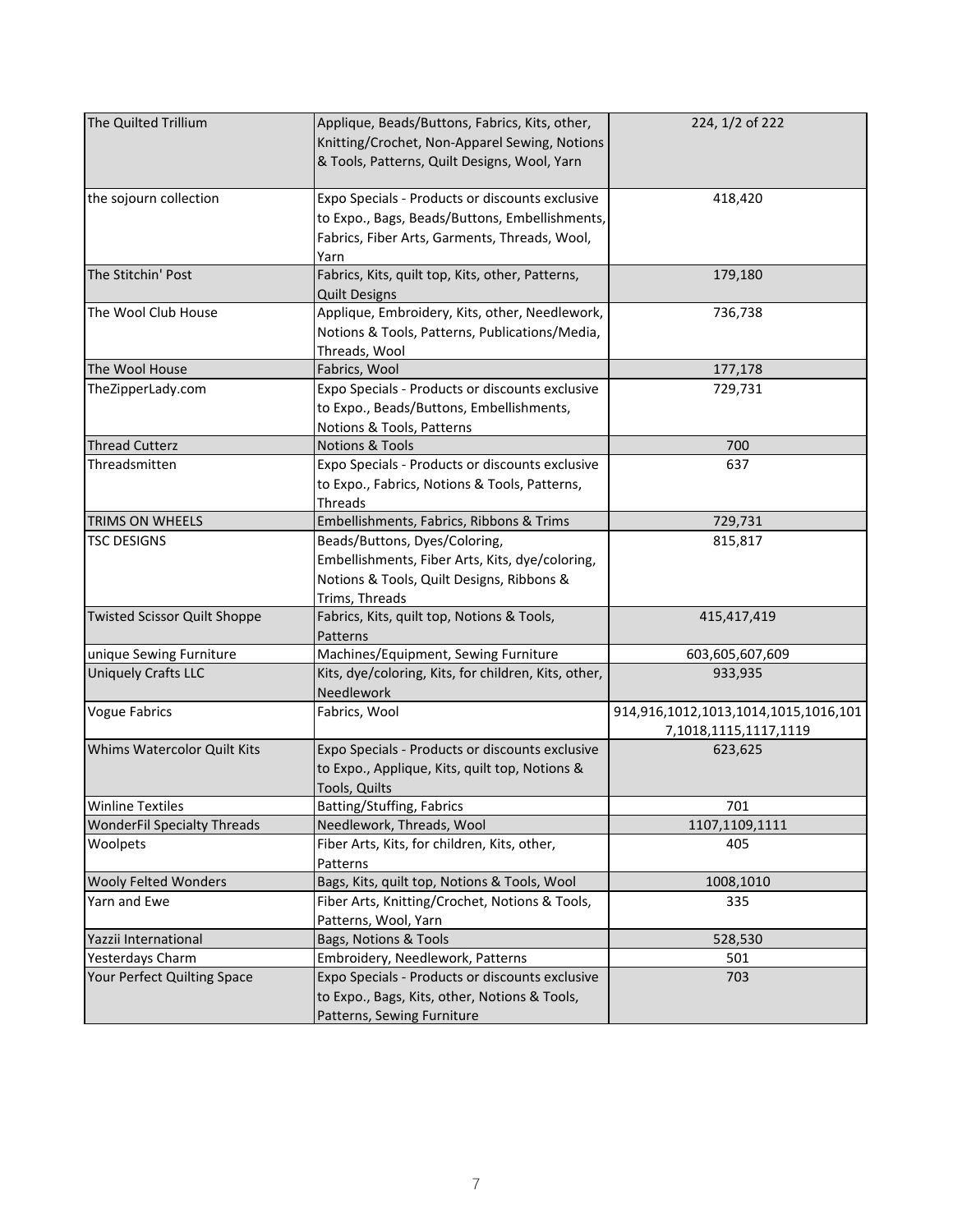| | | |
|---|---|---|
| The Quilted Trillium | Applique, Beads/Buttons, Fabrics, Kits, other, Knitting/Crochet, Non-Apparel Sewing, Notions & Tools, Patterns, Quilt Designs, Wool, Yarn | 224, 1/2 of 222 |
| the sojourn collection | Expo Specials - Products or discounts exclusive to Expo., Bags, Beads/Buttons, Embellishments, Fabrics, Fiber Arts, Garments, Threads, Wool, Yarn | 418,420 |
| The Stitchin' Post | Fabrics, Kits, quilt top, Kits, other, Patterns, Quilt Designs | 179,180 |
| The Wool Club House | Applique, Embroidery, Kits, other, Needlework, Notions & Tools, Patterns, Publications/Media, Threads, Wool | 736,738 |
| The Wool House | Fabrics, Wool | 177,178 |
| TheZipperLady.com | Expo Specials - Products or discounts exclusive to Expo., Beads/Buttons, Embellishments, Notions & Tools, Patterns | 729,731 |
| Thread Cutterz | Notions & Tools | 700 |
| Threadsmitten | Expo Specials - Products or discounts exclusive to Expo., Fabrics, Notions & Tools, Patterns, Threads | 637 |
| TRIMS ON WHEELS | Embellishments, Fabrics, Ribbons & Trims | 729,731 |
| TSC DESIGNS | Beads/Buttons, Dyes/Coloring, Embellishments, Fiber Arts, Kits, dye/coloring, Notions & Tools, Quilt Designs, Ribbons & Trims, Threads | 815,817 |
| Twisted Scissor Quilt Shoppe | Fabrics, Kits, quilt top, Notions & Tools, Patterns | 415,417,419 |
| unique Sewing Furniture | Machines/Equipment, Sewing Furniture | 603,605,607,609 |
| Uniquely Crafts LLC | Kits, dye/coloring, Kits, for children, Kits, other, Needlework | 933,935 |
| Vogue Fabrics | Fabrics, Wool | 914,916,1012,1013,1014,1015,1016,1017,1018,1115,1117,1119 |
| Whims Watercolor Quilt Kits | Expo Specials - Products or discounts exclusive to Expo., Applique, Kits, quilt top, Notions & Tools, Quilts | 623,625 |
| Winline Textiles | Batting/Stuffing, Fabrics | 701 |
| WonderFil Specialty Threads | Needlework, Threads, Wool | 1107,1109,1111 |
| Woolpets | Fiber Arts, Kits, for children, Kits, other, Patterns | 405 |
| Wooly Felted Wonders | Bags, Kits, quilt top, Notions & Tools, Wool | 1008,1010 |
| Yarn and Ewe | Fiber Arts, Knitting/Crochet, Notions & Tools, Patterns, Wool, Yarn | 335 |
| Yazzii International | Bags, Notions & Tools | 528,530 |
| Yesterdays Charm | Embroidery, Needlework, Patterns | 501 |
| Your Perfect Quilting Space | Expo Specials - Products or discounts exclusive to Expo., Bags, Kits, other, Notions & Tools, Patterns, Sewing Furniture | 703 |